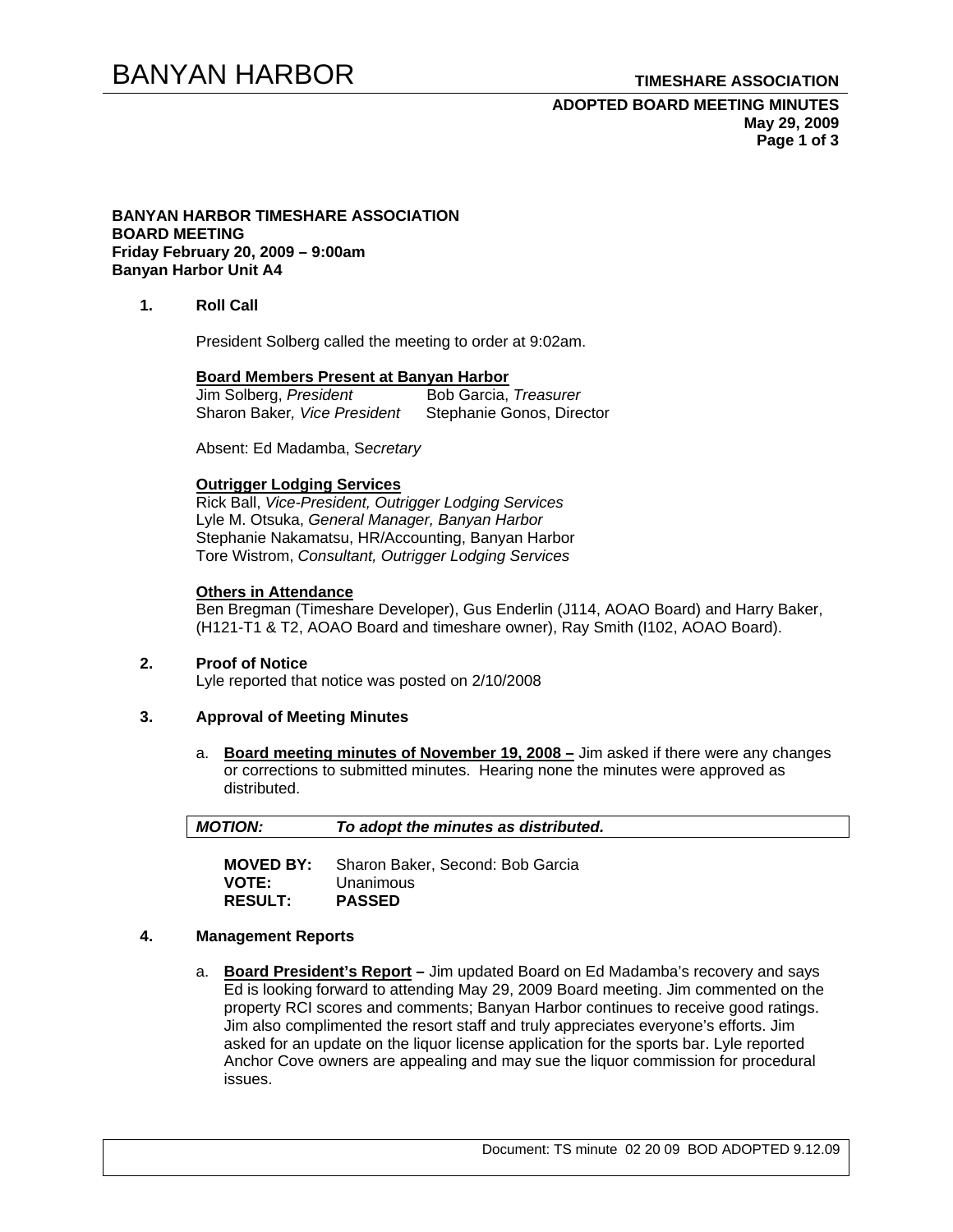**BANYAN HARBOR TIMESHARE ASSOCIATION**
**BOARD MEETING**
**Friday February 20, 2009 – 9:00am**
**Banyan Harbor Unit A4**

**1. Roll Call**

President Solberg called the meeting to order at 9:02am.

**Board Members Present at Banyan Harbor**

Jim Solberg, *President*
Bob Garcia, *Treasurer*
Sharon Baker, *Vice President*
Stephanie Gonos, Director

Absent: Ed Madamba, S*ecretary*

**Outrigger Lodging Services**

Rick Ball, *Vice-President, Outrigger Lodging Services*
Lyle M. Otsuka, *General Manager, Banyan Harbor*
Stephanie Nakamatsu, HR/Accounting, Banyan Harbor
Tore Wistrom, *Consultant, Outrigger Lodging Services*

**Others in Attendance**

Ben Bregman (Timeshare Developer), Gus Enderlin (J114, AOAO Board) and Harry Baker, (H121-T1 & T2, AOAO Board and timeshare owner), Ray Smith (I102, AOAO Board).

**2. Proof of Notice**

Lyle reported that notice was posted on 2/10/2008

**3. Approval of Meeting Minutes**

a. **Board meeting minutes of November 19, 2008 –** Jim asked if there were any changes or corrections to submitted minutes. Hearing none the minutes were approved as distributed.

| ***MOTION:*** | ***To adopt the minutes as distributed.*** |
|---|---|

**MOVED BY:** Sharon Baker, Second: Bob Garcia
**VOTE:** Unanimous
**RESULT:** **PASSED**

**4. Management Reports**

a. **Board President's Report –** Jim updated Board on Ed Madamba's recovery and says Ed is looking forward to attending May 29, 2009 Board meeting. Jim commented on the property RCI scores and comments; Banyan Harbor continues to receive good ratings. Jim also complimented the resort staff and truly appreciates everyone's efforts. Jim asked for an update on the liquor license application for the sports bar. Lyle reported Anchor Cove owners are appealing and may sue the liquor commission for procedural issues.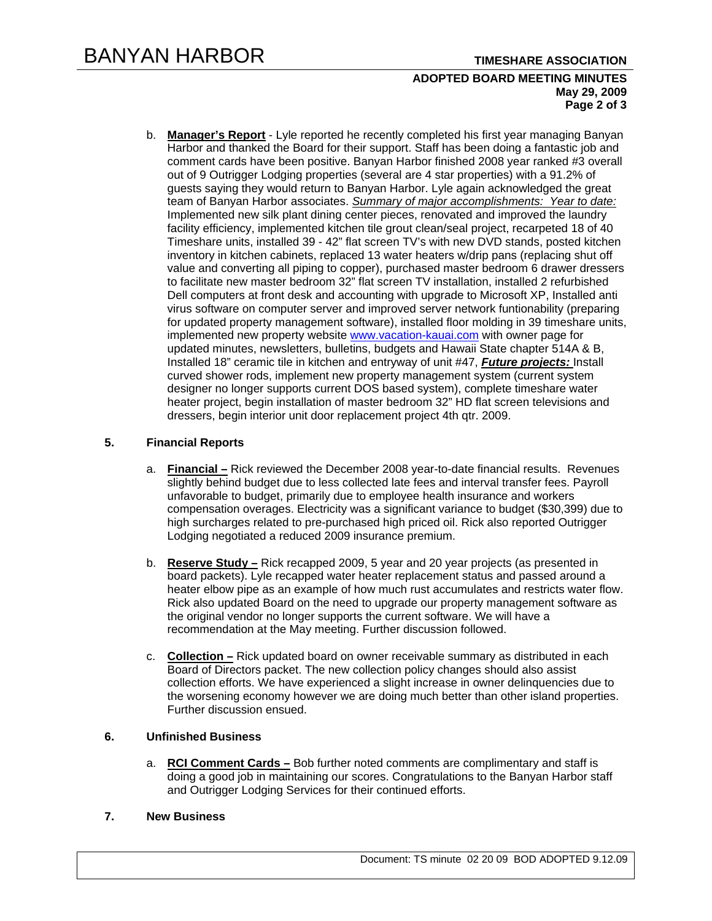b. **Manager's Report** - Lyle reported he recently completed his first year managing Banyan Harbor and thanked the Board for their support. Staff has been doing a fantastic job and comment cards have been positive. Banyan Harbor finished 2008 year ranked #3 overall out of 9 Outrigger Lodging properties (several are 4 star properties) with a 91.2% of guests saying they would return to Banyan Harbor. Lyle again acknowledged the great team of Banyan Harbor associates. *Summary of major accomplishments: Year to date:* Implemented new silk plant dining center pieces, renovated and improved the laundry facility efficiency, implemented kitchen tile grout clean/seal project, recarpeted 18 of 40 Timeshare units, installed 39 - 42" flat screen TV's with new DVD stands, posted kitchen inventory in kitchen cabinets, replaced 13 water heaters w/drip pans (replacing shut off value and converting all piping to copper), purchased master bedroom 6 drawer dressers to facilitate new master bedroom 32" flat screen TV installation, installed 2 refurbished Dell computers at front desk and accounting with upgrade to Microsoft XP, Installed anti virus software on computer server and improved server network funtionability (preparing for updated property management software), installed floor molding in 39 timeshare units, implemented new property website www.vacation-kauai.com with owner page for updated minutes, newsletters, bulletins, budgets and Hawaii State chapter 514A & B, Installed 18" ceramic tile in kitchen and entryway of unit #47, ***Future projects:*** Install curved shower rods, implement new property management system (current system designer no longer supports current DOS based system), complete timeshare water heater project, begin installation of master bedroom 32" HD flat screen televisions and dressers, begin interior unit door replacement project 4th qtr. 2009.

**5. Financial Reports**

a. **Financial –** Rick reviewed the December 2008 year-to-date financial results. Revenues slightly behind budget due to less collected late fees and interval transfer fees. Payroll unfavorable to budget, primarily due to employee health insurance and workers compensation overages. Electricity was a significant variance to budget ($30,399) due to high surcharges related to pre-purchased high priced oil. Rick also reported Outrigger Lodging negotiated a reduced 2009 insurance premium.

b. **Reserve Study –** Rick recapped 2009, 5 year and 20 year projects (as presented in board packets). Lyle recapped water heater replacement status and passed around a heater elbow pipe as an example of how much rust accumulates and restricts water flow. Rick also updated Board on the need to upgrade our property management software as the original vendor no longer supports the current software. We will have a recommendation at the May meeting. Further discussion followed.

c. **Collection –** Rick updated board on owner receivable summary as distributed in each Board of Directors packet. The new collection policy changes should also assist collection efforts. We have experienced a slight increase in owner delinquencies due to the worsening economy however we are doing much better than other island properties. Further discussion ensued.

**6. Unfinished Business**

a. **RCI Comment Cards –** Bob further noted comments are complimentary and staff is doing a good job in maintaining our scores. Congratulations to the Banyan Harbor staff and Outrigger Lodging Services for their continued efforts.

**7. New Business**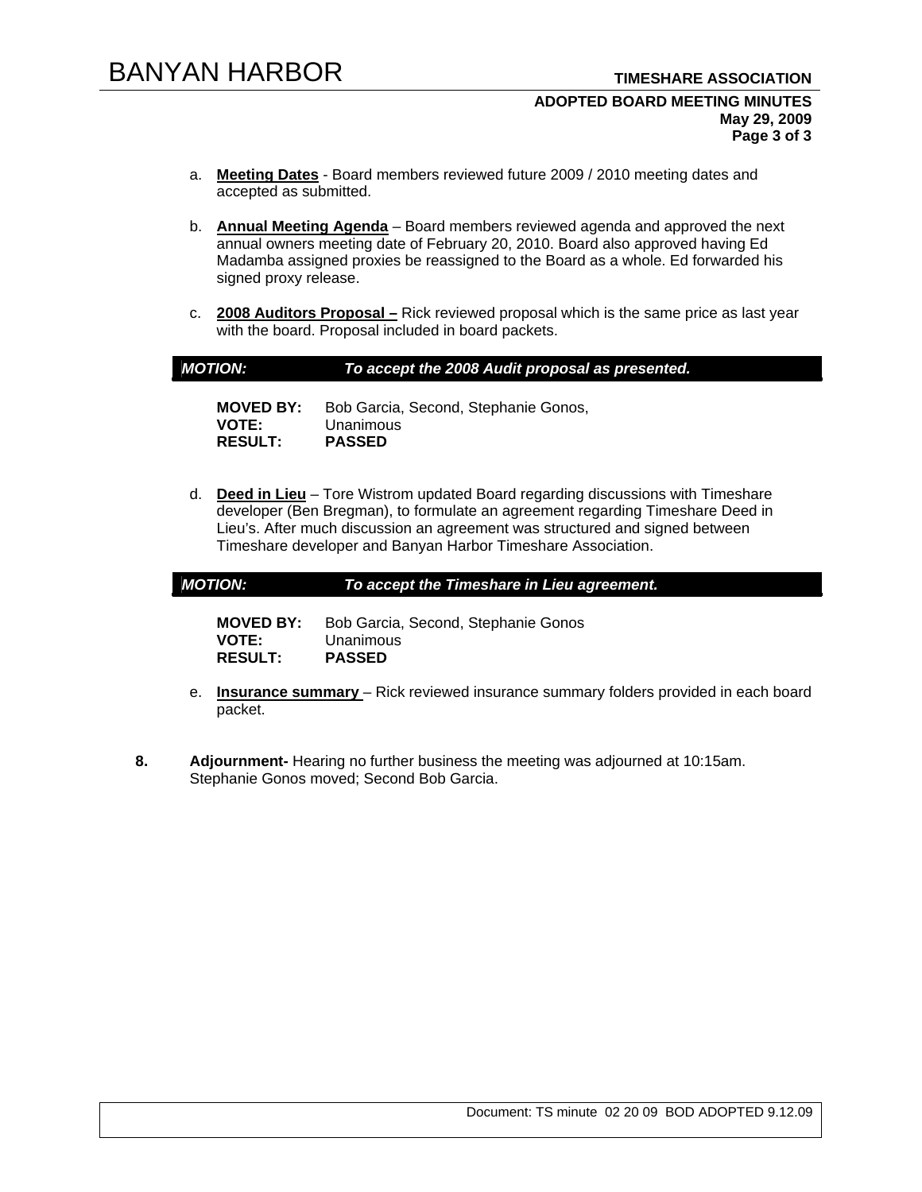a. **Meeting Dates** - Board members reviewed future 2009 / 2010 meeting dates and accepted as submitted.

b. **Annual Meeting Agenda** – Board members reviewed agenda and approved the next annual owners meeting date of February 20, 2010. Board also approved having Ed Madamba assigned proxies be reassigned to the Board as a whole. Ed forwarded his signed proxy release.

c. **2008 Auditors Proposal –** Rick reviewed proposal which is the same price as last year with the board. Proposal included in board packets.

***MOTION: To accept the 2008 Audit proposal as presented.***

**MOVED BY:** Bob Garcia, Second, Stephanie Gonos,
**VOTE:** Unanimous
**RESULT:** **PASSED**

d. **Deed in Lieu** – Tore Wistrom updated Board regarding discussions with Timeshare developer (Ben Bregman), to formulate an agreement regarding Timeshare Deed in Lieu's. After much discussion an agreement was structured and signed between Timeshare developer and Banyan Harbor Timeshare Association.

***MOTION: To accept the Timeshare in Lieu agreement.***

**MOVED BY:** Bob Garcia, Second, Stephanie Gonos
**VOTE:** Unanimous
**RESULT:** **PASSED**

e. **Insurance summary** – Rick reviewed insurance summary folders provided in each board packet.

**8.** **Adjournment-** Hearing no further business the meeting was adjourned at 10:15am. Stephanie Gonos moved; Second Bob Garcia.

Document: TS minute 02 20 09 BOD ADOPTED 9.12.09